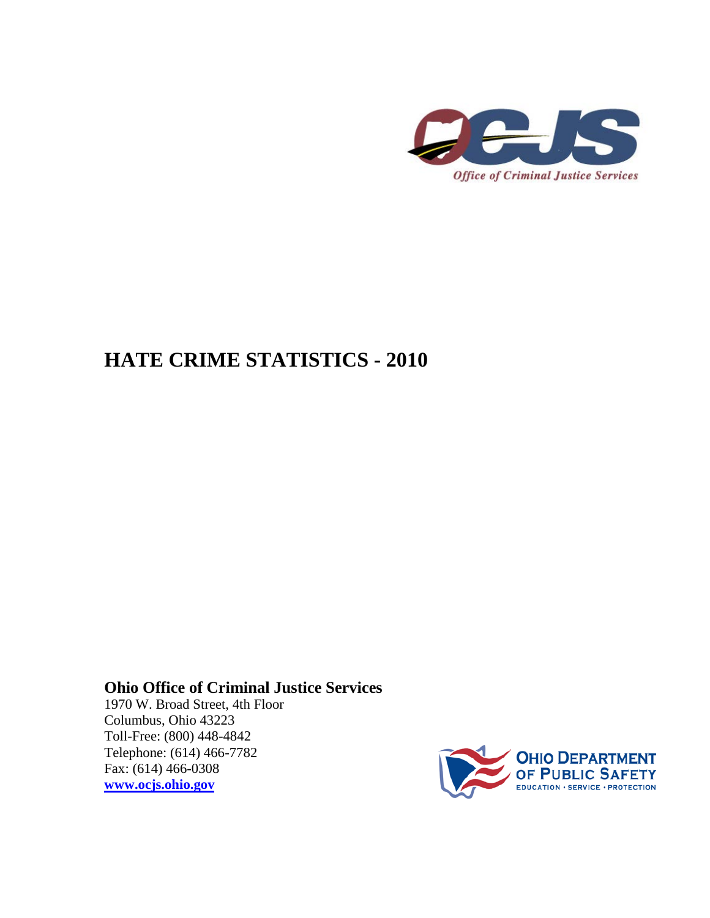OCJS

*Office of Criminal Justice Services*

# HATE CRIME STATISTICS - 2010

**Ohio Office of Criminal Justice Services**
1970 W. Broad Street, 4th Floor
Columbus, Ohio 43223
Toll-Free: (800) 448-4842
Telephone: (614) 466-7782
Fax: (614) 466-0308
**www.ocjs.ohio.gov**

OHIO DEPARTMENT OF PUBLIC SAFETY
EDUCATION • SERVICE • PROTECTION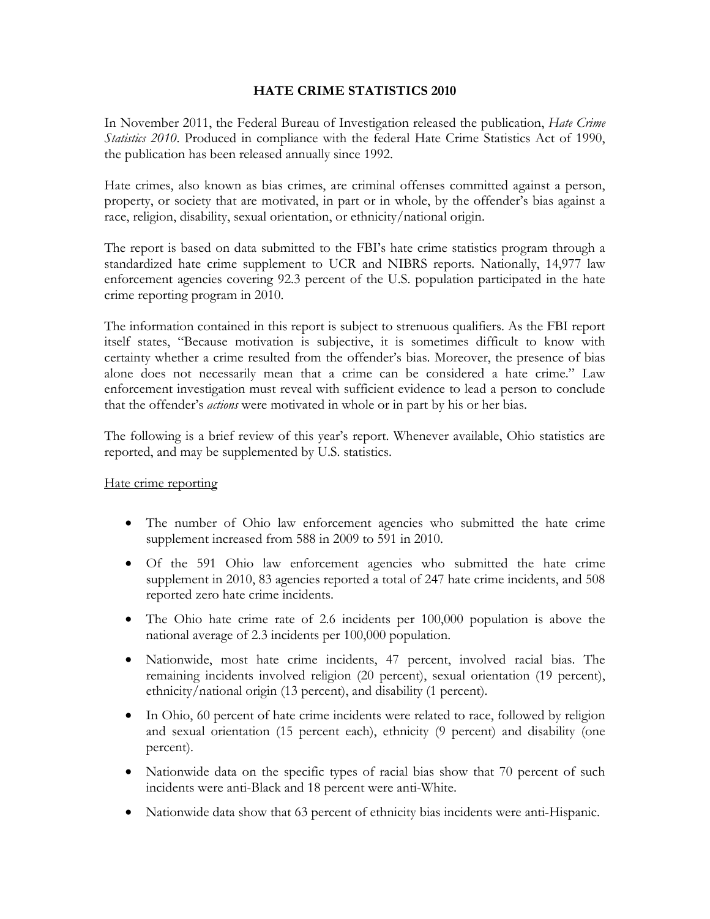## HATE CRIME STATISTICS 2010

In November 2011, the Federal Bureau of Investigation released the publication, *Hate Crime Statistics 2010*. Produced in compliance with the federal Hate Crime Statistics Act of 1990, the publication has been released annually since 1992.

Hate crimes, also known as bias crimes, are criminal offenses committed against a person, property, or society that are motivated, in part or in whole, by the offender's bias against a race, religion, disability, sexual orientation, or ethnicity/national origin.

The report is based on data submitted to the FBI's hate crime statistics program through a standardized hate crime supplement to UCR and NIBRS reports. Nationally, 14,977 law enforcement agencies covering 92.3 percent of the U.S. population participated in the hate crime reporting program in 2010.

The information contained in this report is subject to strenuous qualifiers. As the FBI report itself states, "Because motivation is subjective, it is sometimes difficult to know with certainty whether a crime resulted from the offender's bias. Moreover, the presence of bias alone does not necessarily mean that a crime can be considered a hate crime." Law enforcement investigation must reveal with sufficient evidence to lead a person to conclude that the offender's *actions* were motivated in whole or in part by his or her bias.

The following is a brief review of this year's report. Whenever available, Ohio statistics are reported, and may be supplemented by U.S. statistics.

Hate crime reporting

- The number of Ohio law enforcement agencies who submitted the hate crime supplement increased from 588 in 2009 to 591 in 2010.
- Of the 591 Ohio law enforcement agencies who submitted the hate crime supplement in 2010, 83 agencies reported a total of 247 hate crime incidents, and 508 reported zero hate crime incidents.
- The Ohio hate crime rate of 2.6 incidents per 100,000 population is above the national average of 2.3 incidents per 100,000 population.
- Nationwide, most hate crime incidents, 47 percent, involved racial bias. The remaining incidents involved religion (20 percent), sexual orientation (19 percent), ethnicity/national origin (13 percent), and disability (1 percent).
- In Ohio, 60 percent of hate crime incidents were related to race, followed by religion and sexual orientation (15 percent each), ethnicity (9 percent) and disability (one percent).
- Nationwide data on the specific types of racial bias show that 70 percent of such incidents were anti-Black and 18 percent were anti-White.
- Nationwide data show that 63 percent of ethnicity bias incidents were anti-Hispanic.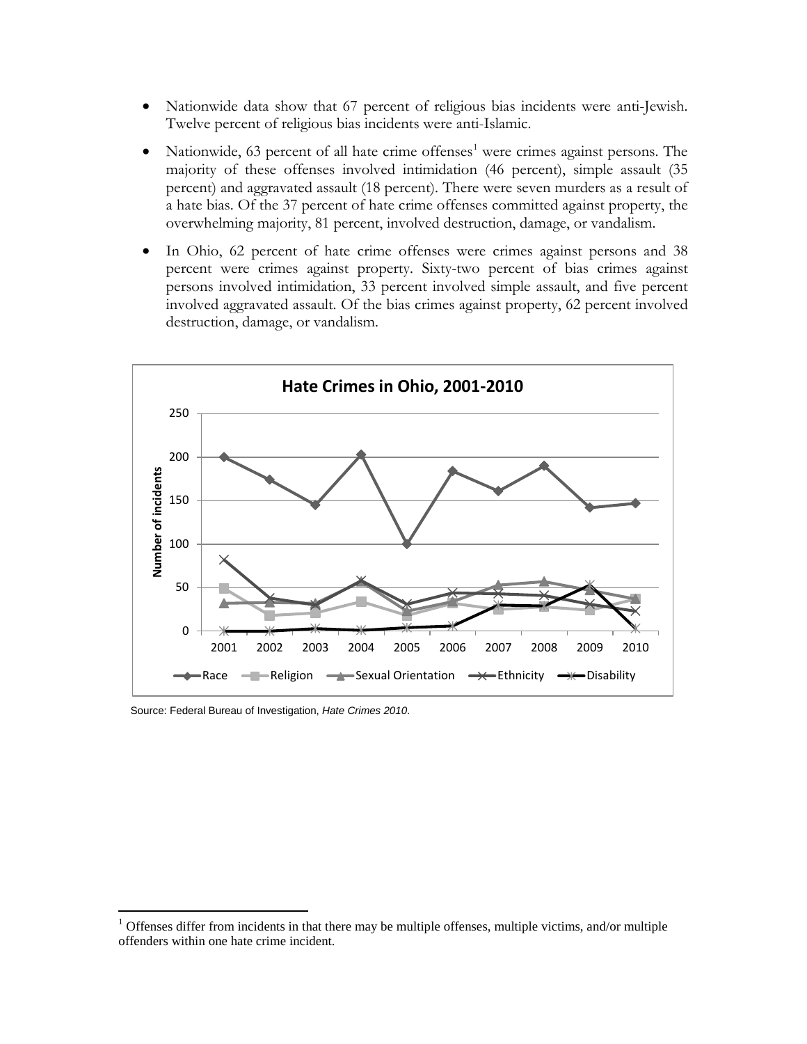- Nationwide data show that 67 percent of religious bias incidents were anti-Jewish. Twelve percent of religious bias incidents were anti-Islamic.
- Nationwide, 63 percent of all hate crime offenses[1] were crimes against persons. The majority of these offenses involved intimidation (46 percent), simple assault (35 percent) and aggravated assault (18 percent). There were seven murders as a result of a hate bias. Of the 37 percent of hate crime offenses committed against property, the overwhelming majority, 81 percent, involved destruction, damage, or vandalism.
- In Ohio, 62 percent of hate crime offenses were crimes against persons and 38 percent were crimes against property. Sixty-two percent of bias crimes against persons involved intimidation, 33 percent involved simple assault, and five percent involved aggravated assault. Of the bias crimes against property, 62 percent involved destruction, damage, or vandalism.

**Hate Crimes in Ohio, 2001-2010**

Number of incidents

250
200
150
100
50
0

2001 2002 2003 2004 2005 2006 2007 2008 2009 2010

Race, Religion, Sexual Orientation, Ethnicity, Disability

Source: Federal Bureau of Investigation, *Hate Crimes 2010*.

[1] Offenses differ from incidents in that there may be multiple offenses, multiple victims, and/or multiple offenders within one hate crime incident.